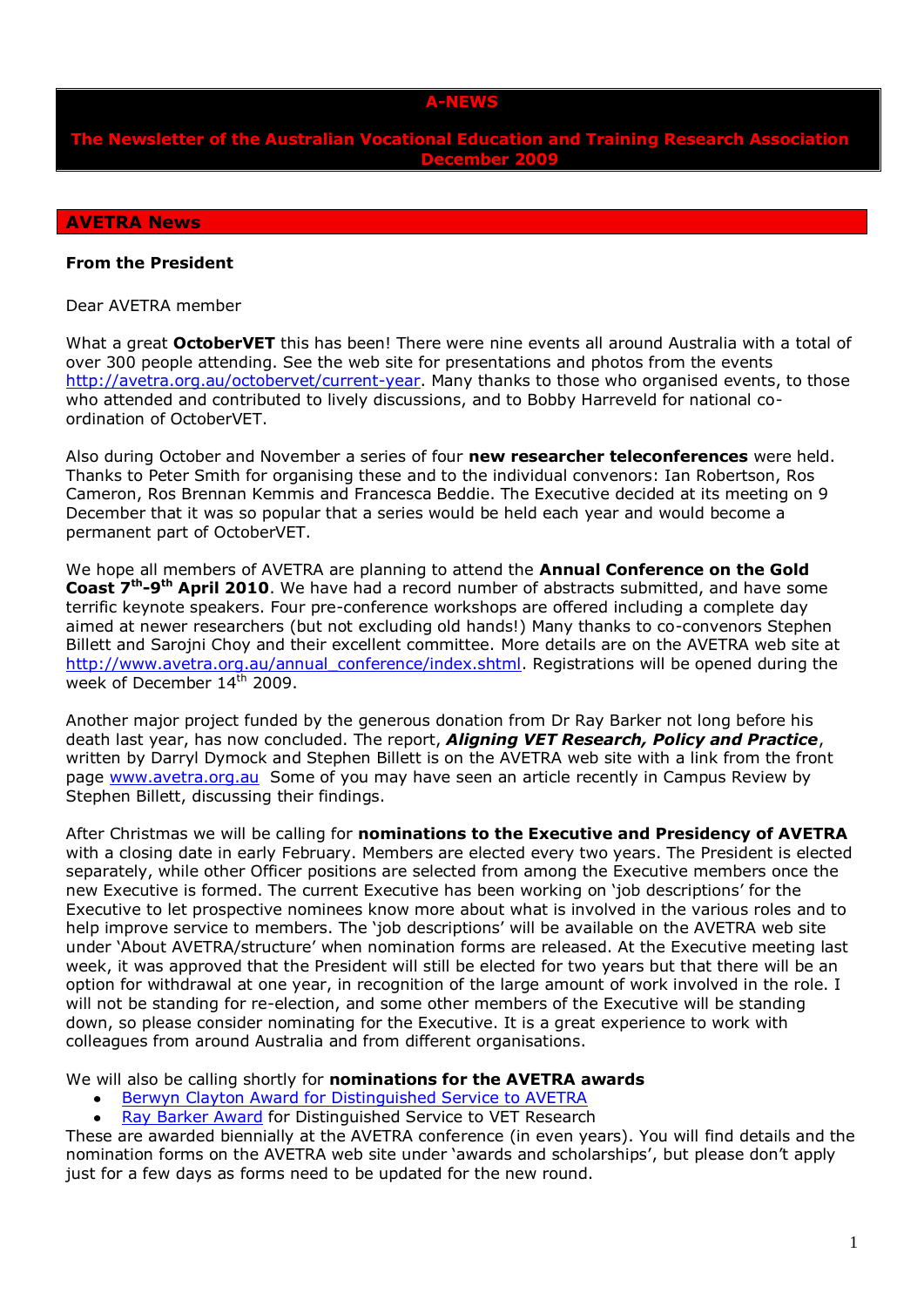# A-NEWS

## The Newsletter of the Australian Vocational Education and Training Research Association December 2009

## AVETRA News

### From the President

Dear AVETRA member

What a great **OctoberVET** this has been! There were nine events all around Australia with a total of over 300 people attending. See the web site for presentations and photos from the events http://avetra.org.au/octobervet/current-year. Many thanks to those who organised events, to those who attended and contributed to lively discussions, and to Bobby Harreveld for national co-ordination of OctoberVET.

Also during October and November a series of four **new researcher teleconferences** were held. Thanks to Peter Smith for organising these and to the individual convenors: Ian Robertson, Ros Cameron, Ros Brennan Kemmis and Francesca Beddie. The Executive decided at its meeting on 9 December that it was so popular that a series would be held each year and would become a permanent part of OctoberVET.

We hope all members of AVETRA are planning to attend the **Annual Conference on the Gold Coast 7th-9th April 2010**. We have had a record number of abstracts submitted, and have some terrific keynote speakers. Four pre-conference workshops are offered including a complete day aimed at newer researchers (but not excluding old hands!) Many thanks to co-convenors Stephen Billett and Sarojni Choy and their excellent committee. More details are on the AVETRA web site at http://www.avetra.org.au/annual_conference/index.shtml. Registrations will be opened during the week of December 14th 2009.

Another major project funded by the generous donation from Dr Ray Barker not long before his death last year, has now concluded. The report, ***Aligning VET Research, Policy and Practice***, written by Darryl Dymock and Stephen Billett is on the AVETRA web site with a link from the front page www.avetra.org.au Some of you may have seen an article recently in Campus Review by Stephen Billett, discussing their findings.

After Christmas we will be calling for **nominations to the Executive and Presidency of AVETRA** with a closing date in early February. Members are elected every two years. The President is elected separately, while other Officer positions are selected from among the Executive members once the new Executive is formed. The current Executive has been working on 'job descriptions' for the Executive to let prospective nominees know more about what is involved in the various roles and to help improve service to members. The 'job descriptions' will be available on the AVETRA web site under 'About AVETRA/structure' when nomination forms are released. At the Executive meeting last week, it was approved that the President will still be elected for two years but that there will be an option for withdrawal at one year, in recognition of the large amount of work involved in the role. I will not be standing for re-election, and some other members of the Executive will be standing down, so please consider nominating for the Executive. It is a great experience to work with colleagues from around Australia and from different organisations.

We will also be calling shortly for **nominations for the AVETRA awards**

- Berwyn Clayton Award for Distinguished Service to AVETRA
- Ray Barker Award for Distinguished Service to VET Research

These are awarded biennially at the AVETRA conference (in even years). You will find details and the nomination forms on the AVETRA web site under 'awards and scholarships', but please don't apply just for a few days as forms need to be updated for the new round.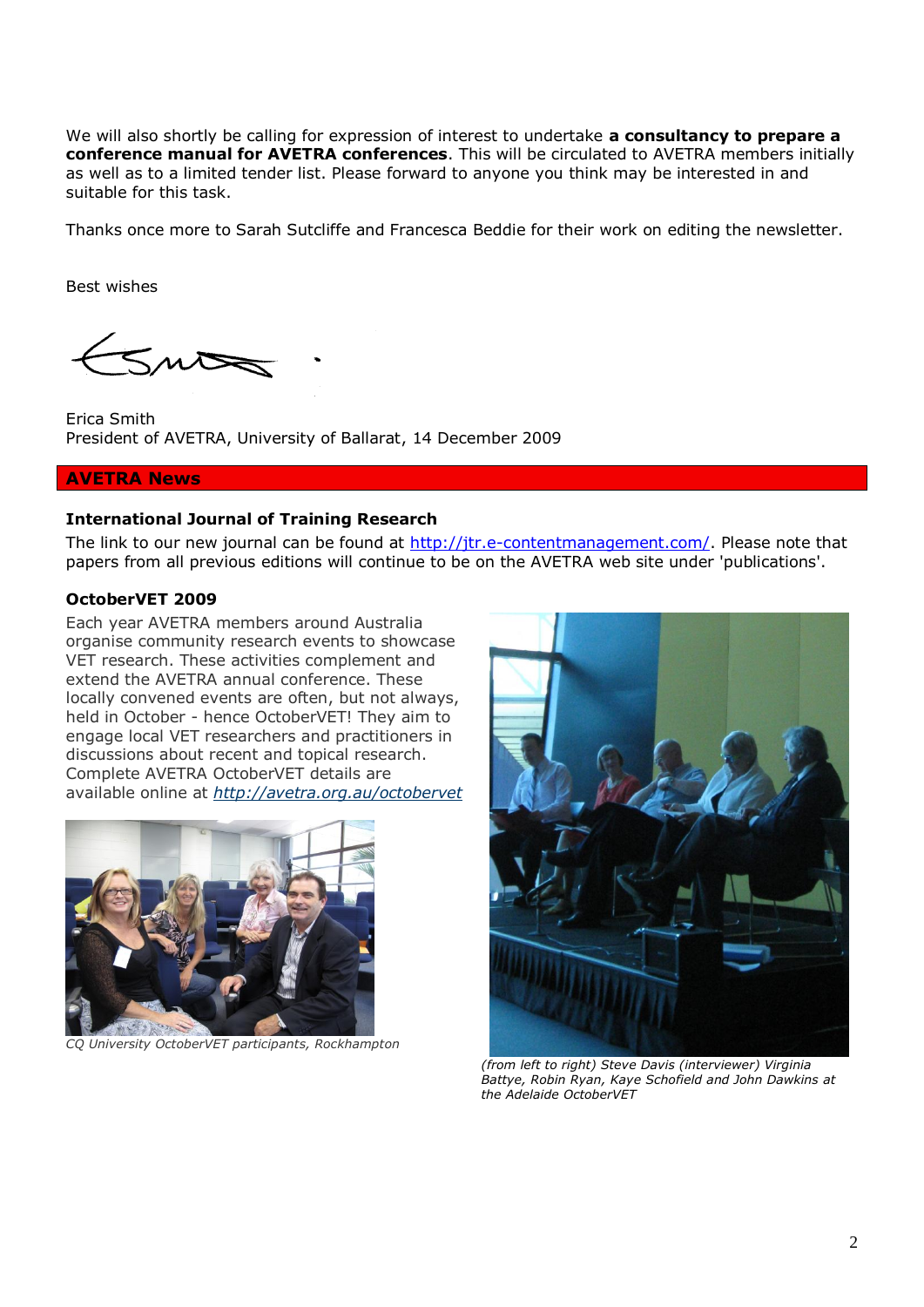We will also shortly be calling for expression of interest to undertake **a consultancy to prepare a conference manual for AVETRA conferences**. This will be circulated to AVETRA members initially as well as to a limited tender list. Please forward to anyone you think may be interested in and suitable for this task.

Thanks once more to Sarah Sutcliffe and Francesca Beddie for their work on editing the newsletter.

Best wishes

Erica Smith
President of AVETRA, University of Ballarat, 14 December 2009

## AVETRA News

### International Journal of Training Research

The link to our new journal can be found at http://jtr.e-contentmanagement.com/. Please note that papers from all previous editions will continue to be on the AVETRA web site under 'publications'.

### OctoberVET 2009

Each year AVETRA members around Australia organise community research events to showcase VET research. These activities complement and extend the AVETRA annual conference. These locally convened events are often, but not always, held in October - hence OctoberVET! They aim to engage local VET researchers and practitioners in discussions about recent and topical research. Complete AVETRA OctoberVET details are available online at *http://avetra.org.au/octobervet*

*CQ University OctoberVET participants, Rockhampton*

*(from left to right) Steve Davis (interviewer) Virginia Battye, Robin Ryan, Kaye Schofield and John Dawkins at the Adelaide OctoberVET*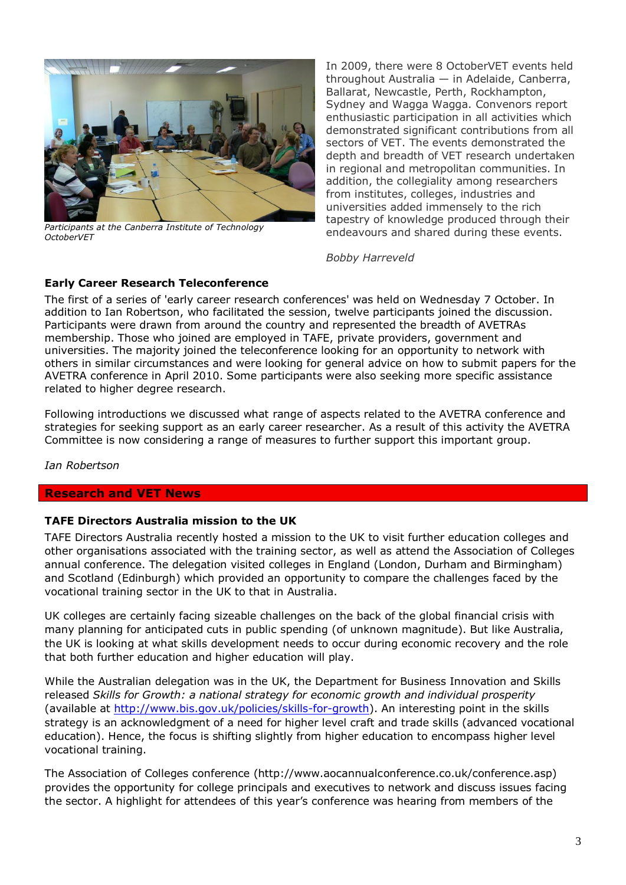*Participants at the Canberra Institute of Technology OctoberVET*

In 2009, there were 8 OctoberVET events held throughout Australia — in Adelaide, Canberra, Ballarat, Newcastle, Perth, Rockhampton, Sydney and Wagga Wagga. Convenors report enthusiastic participation in all activities which demonstrated significant contributions from all sectors of VET. The events demonstrated the depth and breadth of VET research undertaken in regional and metropolitan communities. In addition, the collegiality among researchers from institutes, colleges, industries and universities added immensely to the rich tapestry of knowledge produced through their endeavours and shared during these events.

*Bobby Harreveld*

**Early Career Research Teleconference**

The first of a series of 'early career research conferences' was held on Wednesday 7 October. In addition to Ian Robertson, who facilitated the session, twelve participants joined the discussion. Participants were drawn from around the country and represented the breadth of AVETRAs membership. Those who joined are employed in TAFE, private providers, government and universities. The majority joined the teleconference looking for an opportunity to network with others in similar circumstances and were looking for general advice on how to submit papers for the AVETRA conference in April 2010. Some participants were also seeking more specific assistance related to higher degree research.

Following introductions we discussed what range of aspects related to the AVETRA conference and strategies for seeking support as an early career researcher. As a result of this activity the AVETRA Committee is now considering a range of measures to further support this important group.

*Ian Robertson*

## Research and VET News

**TAFE Directors Australia mission to the UK**

TAFE Directors Australia recently hosted a mission to the UK to visit further education colleges and other organisations associated with the training sector, as well as attend the Association of Colleges annual conference. The delegation visited colleges in England (London, Durham and Birmingham) and Scotland (Edinburgh) which provided an opportunity to compare the challenges faced by the vocational training sector in the UK to that in Australia.

UK colleges are certainly facing sizeable challenges on the back of the global financial crisis with many planning for anticipated cuts in public spending (of unknown magnitude). But like Australia, the UK is looking at what skills development needs to occur during economic recovery and the role that both further education and higher education will play.

While the Australian delegation was in the UK, the Department for Business Innovation and Skills released *Skills for Growth: a national strategy for economic growth and individual prosperity* (available at http://www.bis.gov.uk/policies/skills-for-growth). An interesting point in the skills strategy is an acknowledgment of a need for higher level craft and trade skills (advanced vocational education). Hence, the focus is shifting slightly from higher education to encompass higher level vocational training.

The Association of Colleges conference (http://www.aocannualconference.co.uk/conference.asp) provides the opportunity for college principals and executives to network and discuss issues facing the sector. A highlight for attendees of this year's conference was hearing from members of the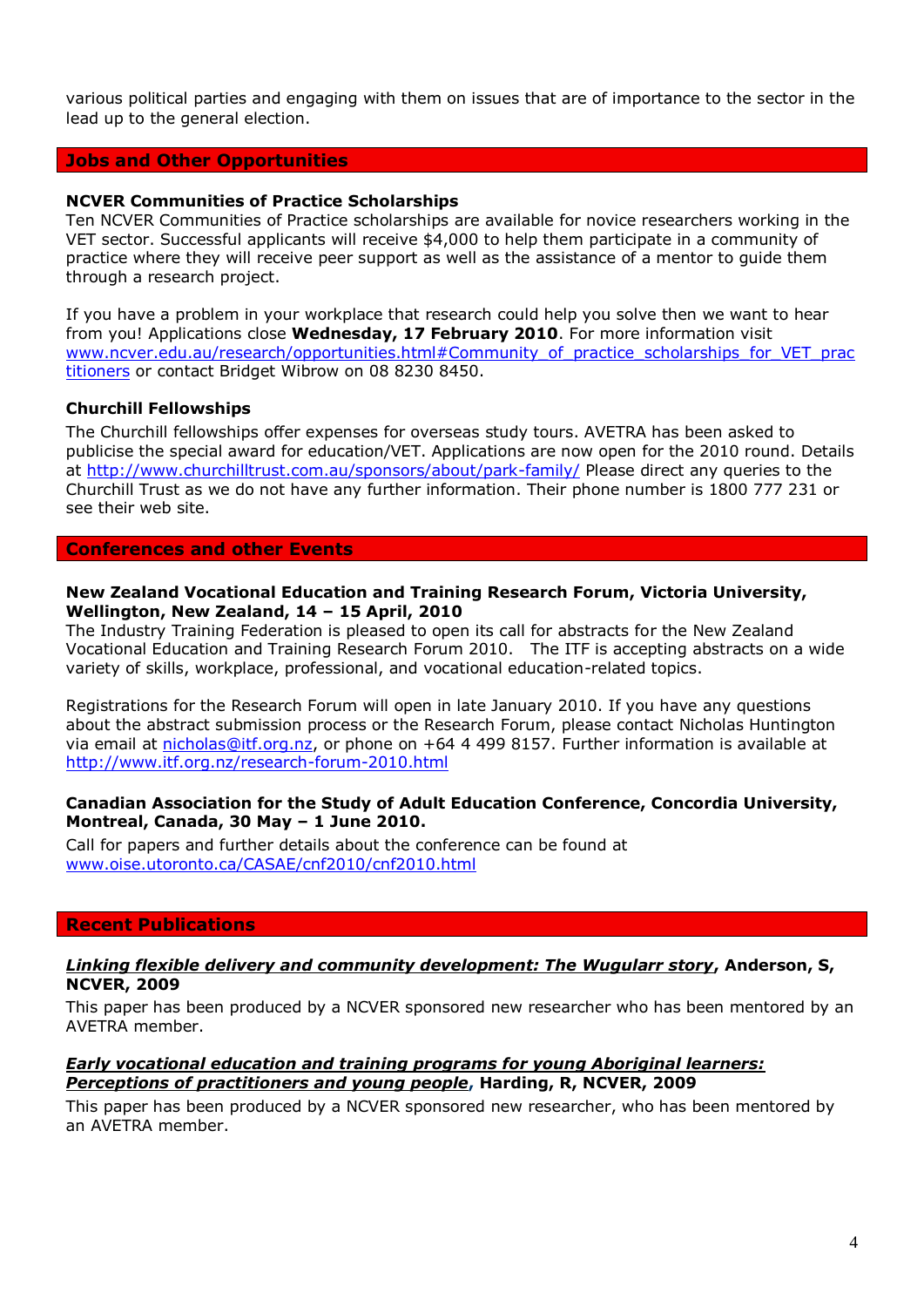various political parties and engaging with them on issues that are of importance to the sector in the lead up to the general election.

## Jobs and Other Opportunities

**NCVER Communities of Practice Scholarships**

Ten NCVER Communities of Practice scholarships are available for novice researchers working in the VET sector. Successful applicants will receive $4,000 to help them participate in a community of practice where they will receive peer support as well as the assistance of a mentor to guide them through a research project.

If you have a problem in your workplace that research could help you solve then we want to hear from you! Applications close **Wednesday, 17 February 2010**. For more information visit www.ncver.edu.au/research/opportunities.html#Community_of_practice_scholarships_for_VET_practitioners or contact Bridget Wibrow on 08 8230 8450.

**Churchill Fellowships**

The Churchill fellowships offer expenses for overseas study tours. AVETRA has been asked to publicise the special award for education/VET. Applications are now open for the 2010 round. Details at http://www.churchilltrust.com.au/sponsors/about/park-family/ Please direct any queries to the Churchill Trust as we do not have any further information. Their phone number is 1800 777 231 or see their web site.

## Conferences and other Events

**New Zealand Vocational Education and Training Research Forum, Victoria University, Wellington, New Zealand, 14 – 15 April, 2010**

The Industry Training Federation is pleased to open its call for abstracts for the New Zealand Vocational Education and Training Research Forum 2010. The ITF is accepting abstracts on a wide variety of skills, workplace, professional, and vocational education-related topics.

Registrations for the Research Forum will open in late January 2010. If you have any questions about the abstract submission process or the Research Forum, please contact Nicholas Huntington via email at nicholas@itf.org.nz, or phone on +64 4 499 8157. Further information is available at http://www.itf.org.nz/research-forum-2010.html

**Canadian Association for the Study of Adult Education Conference, Concordia University, Montreal, Canada, 30 May – 1 June 2010.**

Call for papers and further details about the conference can be found at www.oise.utoronto.ca/CASAE/cnf2010/cnf2010.html

## Recent Publications

***Linking flexible delivery and community development: The Wugularr story*, Anderson, S, NCVER, 2009**

This paper has been produced by a NCVER sponsored new researcher who has been mentored by an AVETRA member.

***Early vocational education and training programs for young Aboriginal learners: Perceptions of practitioners and young people*, Harding, R, NCVER, 2009**

This paper has been produced by a NCVER sponsored new researcher, who has been mentored by an AVETRA member.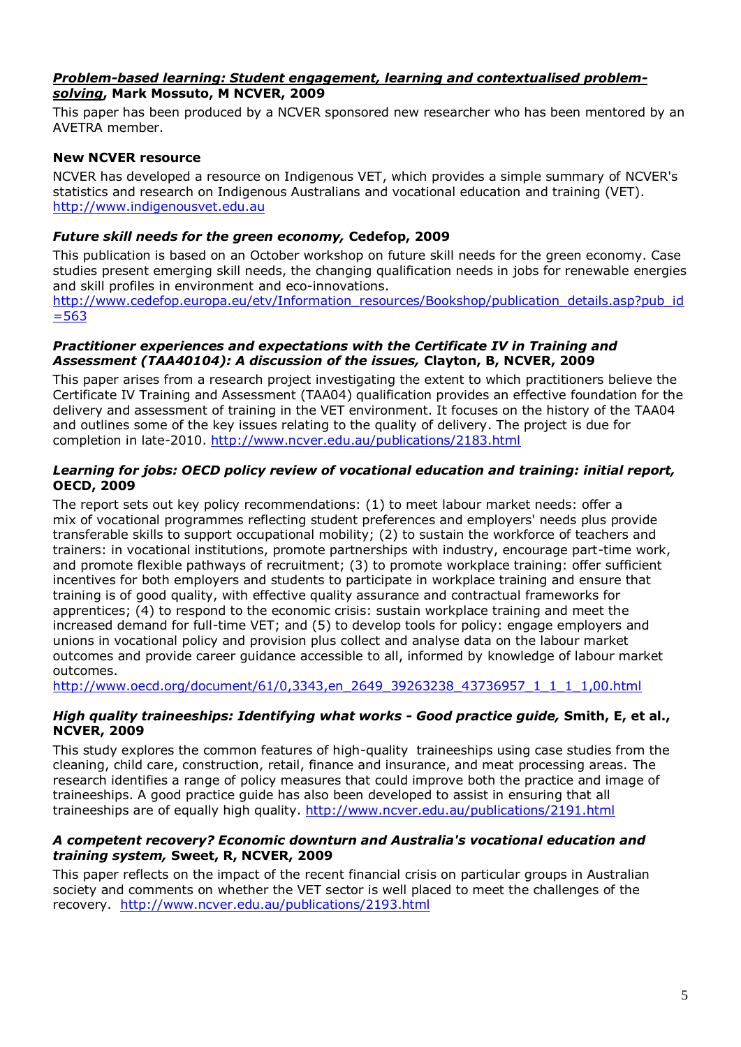***Problem-based learning: Student engagement, learning and contextualised problem-solving*, Mark Mossuto, M NCVER, 2009**

This paper has been produced by a NCVER sponsored new researcher who has been mentored by an AVETRA member.

**New NCVER resource**

NCVER has developed a resource on Indigenous VET, which provides a simple summary of NCVER's statistics and research on Indigenous Australians and vocational education and training (VET). http://www.indigenousvet.edu.au

***Future skill needs for the green economy,* Cedefop, 2009**

This publication is based on an October workshop on future skill needs for the green economy. Case studies present emerging skill needs, the changing qualification needs in jobs for renewable energies and skill profiles in environment and eco-innovations.
http://www.cedefop.europa.eu/etv/Information_resources/Bookshop/publication_details.asp?pub_id=563

***Practitioner experiences and expectations with the Certificate IV in Training and Assessment (TAA40104): A discussion of the issues,* Clayton, B, NCVER, 2009**

This paper arises from a research project investigating the extent to which practitioners believe the Certificate IV Training and Assessment (TAA04) qualification provides an effective foundation for the delivery and assessment of training in the VET environment. It focuses on the history of the TAA04 and outlines some of the key issues relating to the quality of delivery. The project is due for completion in late-2010. http://www.ncver.edu.au/publications/2183.html

***Learning for jobs: OECD policy review of vocational education and training: initial report,* OECD, 2009**

The report sets out key policy recommendations: (1) to meet labour market needs: offer a mix of vocational programmes reflecting student preferences and employers' needs plus provide transferable skills to support occupational mobility; (2) to sustain the workforce of teachers and trainers: in vocational institutions, promote partnerships with industry, encourage part-time work, and promote flexible pathways of recruitment; (3) to promote workplace training: offer sufficient incentives for both employers and students to participate in workplace training and ensure that training is of good quality, with effective quality assurance and contractual frameworks for apprentices; (4) to respond to the economic crisis: sustain workplace training and meet the increased demand for full-time VET; and (5) to develop tools for policy: engage employers and unions in vocational policy and provision plus collect and analyse data on the labour market outcomes and provide career guidance accessible to all, informed by knowledge of labour market outcomes.
http://www.oecd.org/document/61/0,3343,en_2649_39263238_43736957_1_1_1_1,00.html

***High quality traineeships: Identifying what works - Good practice guide,* Smith, E, et al., NCVER, 2009**

This study explores the common features of high-quality traineeships using case studies from the cleaning, child care, construction, retail, finance and insurance, and meat processing areas. The research identifies a range of policy measures that could improve both the practice and image of traineeships. A good practice guide has also been developed to assist in ensuring that all traineeships are of equally high quality. http://www.ncver.edu.au/publications/2191.html

***A competent recovery? Economic downturn and Australia's vocational education and training system,* Sweet, R, NCVER, 2009**

This paper reflects on the impact of the recent financial crisis on particular groups in Australian society and comments on whether the VET sector is well placed to meet the challenges of the recovery. http://www.ncver.edu.au/publications/2193.html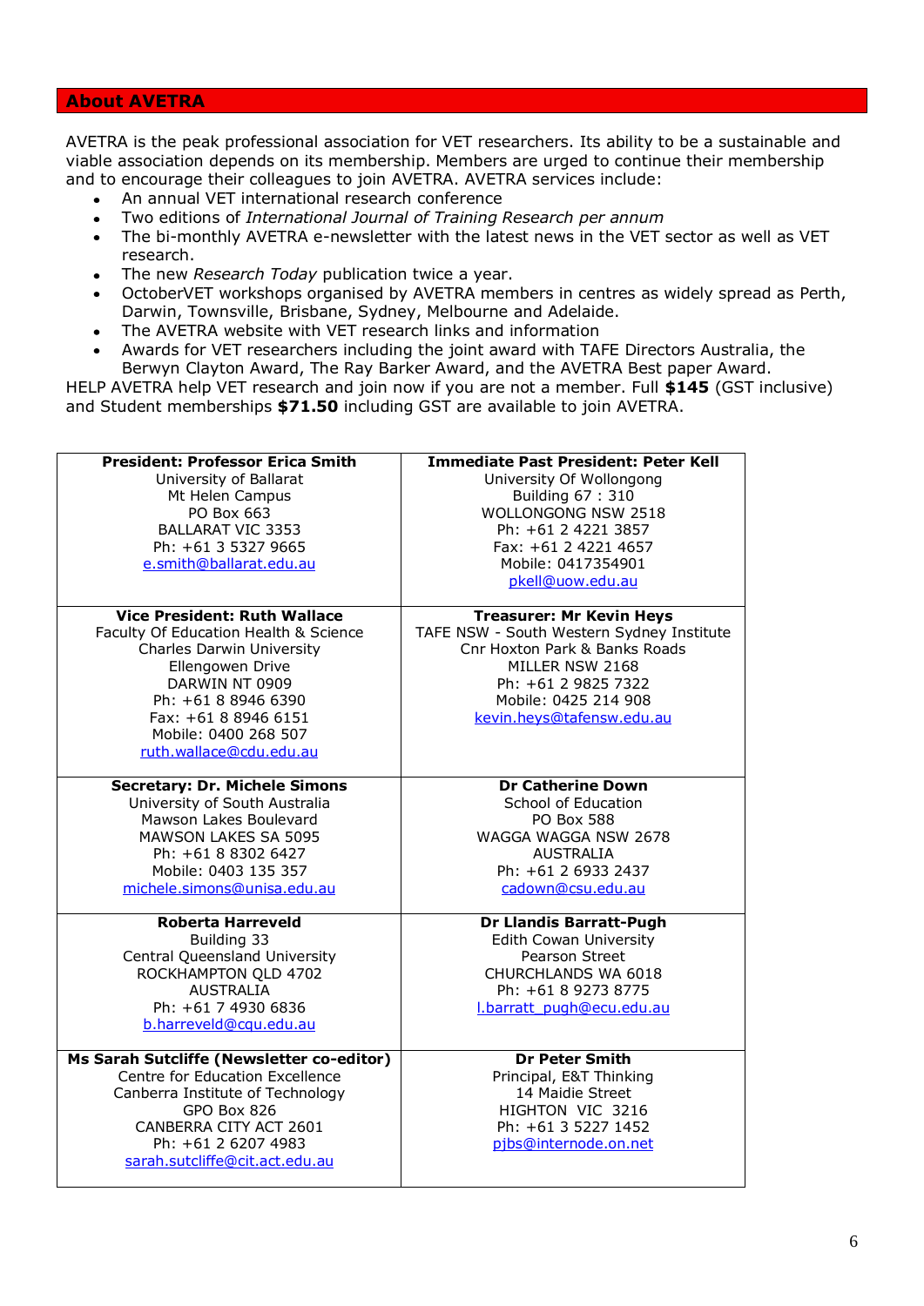## About AVETRA

AVETRA is the peak professional association for VET researchers. Its ability to be a sustainable and viable association depends on its membership. Members are urged to continue their membership and to encourage their colleagues to join AVETRA. AVETRA services include:

- An annual VET international research conference
- Two editions of *International Journal of Training Research per annum*
- The bi-monthly AVETRA e-newsletter with the latest news in the VET sector as well as VET research.
- The new *Research Today* publication twice a year.
- OctoberVET workshops organised by AVETRA members in centres as widely spread as Perth, Darwin, Townsville, Brisbane, Sydney, Melbourne and Adelaide.
- The AVETRA website with VET research links and information
- Awards for VET researchers including the joint award with TAFE Directors Australia, the Berwyn Clayton Award, The Ray Barker Award, and the AVETRA Best paper Award.

HELP AVETRA help VET research and join now if you are not a member. Full **$145** (GST inclusive) and Student memberships **$71.50** including GST are available to join AVETRA.

| | |
|---|---|
| **President: Professor Erica Smith**<br>University of Ballarat<br>Mt Helen Campus<br>PO Box 663<br>BALLARAT VIC 3353<br>Ph: +61 3 5327 9665<br>e.smith@ballarat.edu.au | **Immediate Past President: Peter Kell**<br>University Of Wollongong<br>Building 67 : 310<br>WOLLONGONG NSW 2518<br>Ph: +61 2 4221 3857<br>Fax: +61 2 4221 4657<br>Mobile: 0417354901<br>pkell@uow.edu.au |
| **Vice President: Ruth Wallace**<br>Faculty Of Education Health & Science<br>Charles Darwin University<br>Ellengowen Drive<br>DARWIN NT 0909<br>Ph: +61 8 8946 6390<br>Fax: +61 8 8946 6151<br>Mobile: 0400 268 507<br>ruth.wallace@cdu.edu.au | **Treasurer: Mr Kevin Heys**<br>TAFE NSW - South Western Sydney Institute<br>Cnr Hoxton Park & Banks Roads<br>MILLER NSW 2168<br>Ph: +61 2 9825 7322<br>Mobile: 0425 214 908<br>kevin.heys@tafensw.edu.au |
| **Secretary: Dr. Michele Simons**<br>University of South Australia<br>Mawson Lakes Boulevard<br>MAWSON LAKES SA 5095<br>Ph: +61 8 8302 6427<br>Mobile: 0403 135 357<br>michele.simons@unisa.edu.au | **Dr Catherine Down**<br>School of Education<br>PO Box 588<br>WAGGA WAGGA NSW 2678<br>AUSTRALIA<br>Ph: +61 2 6933 2437<br>cadown@csu.edu.au |
| **Roberta Harreveld**<br>Building 33<br>Central Queensland University<br>ROCKHAMPTON QLD 4702<br>AUSTRALIA<br>Ph: +61 7 4930 6836<br>b.harreveld@cqu.edu.au | **Dr Llandis Barratt-Pugh**<br>Edith Cowan University<br>Pearson Street<br>CHURCHLANDS WA 6018<br>Ph: +61 8 9273 8775<br>l.barratt_pugh@ecu.edu.au |
| **Ms Sarah Sutcliffe (Newsletter co-editor)**<br>Centre for Education Excellence<br>Canberra Institute of Technology<br>GPO Box 826<br>CANBERRA CITY ACT 2601<br>Ph: +61 2 6207 4983<br>sarah.sutcliffe@cit.act.edu.au | **Dr Peter Smith**<br>Principal, E&T Thinking<br>14 Maidie Street<br>HIGHTON VIC 3216<br>Ph: +61 3 5227 1452<br>pjbs@internode.on.net |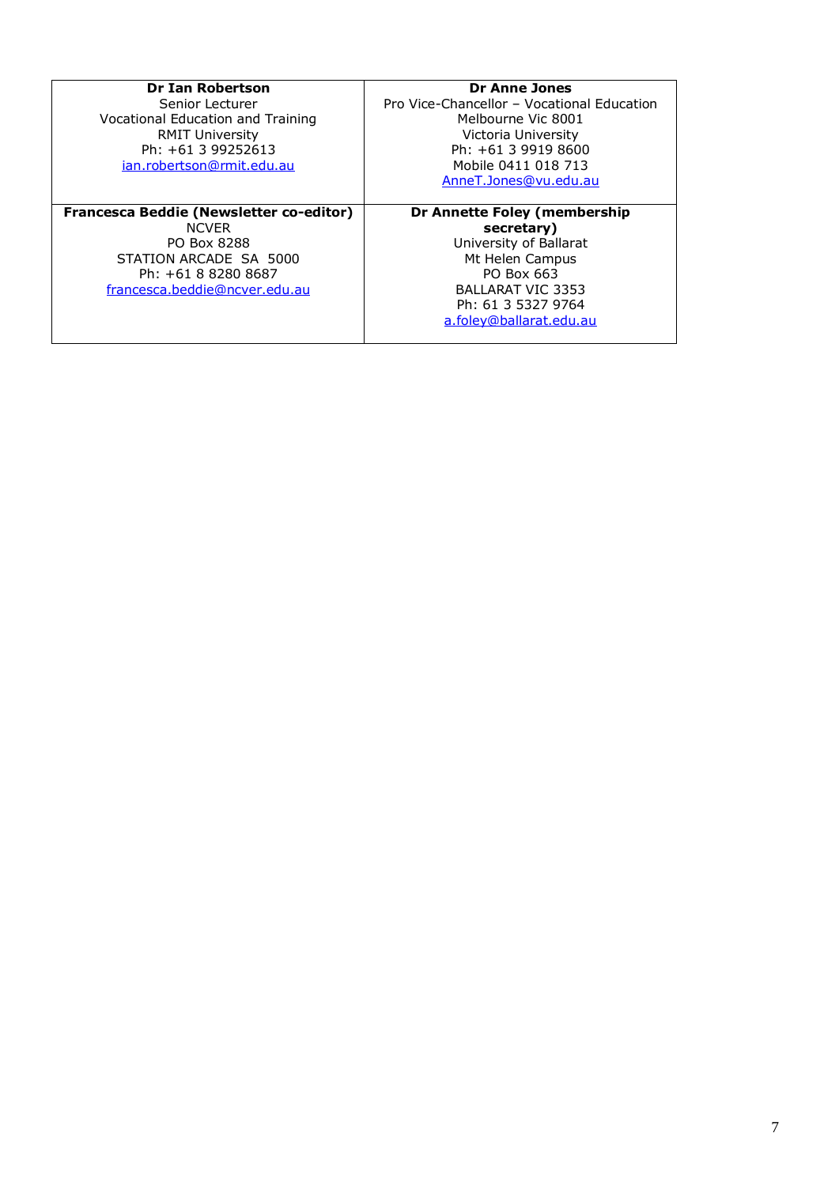| | |
|---|---|
| **Dr Ian Robertson**<br>Senior Lecturer<br>Vocational Education and Training<br>RMIT University<br>Ph: +61 3 99252613<br>ian.robertson@rmit.edu.au | **Dr Anne Jones**<br>Pro Vice-Chancellor – Vocational Education<br>Melbourne Vic 8001<br>Victoria University<br>Ph: +61 3 9919 8600<br>Mobile 0411 018 713<br>AnneT.Jones@vu.edu.au |
| **Francesca Beddie (Newsletter co-editor)**<br>NCVER<br>PO Box 8288<br>STATION ARCADE SA 5000<br>Ph: +61 8 8280 8687<br>francesca.beddie@ncver.edu.au | **Dr Annette Foley (membership secretary)**<br>University of Ballarat<br>Mt Helen Campus<br>PO Box 663<br>BALLARAT VIC 3353<br>Ph: 61 3 5327 9764<br>a.foley@ballarat.edu.au |